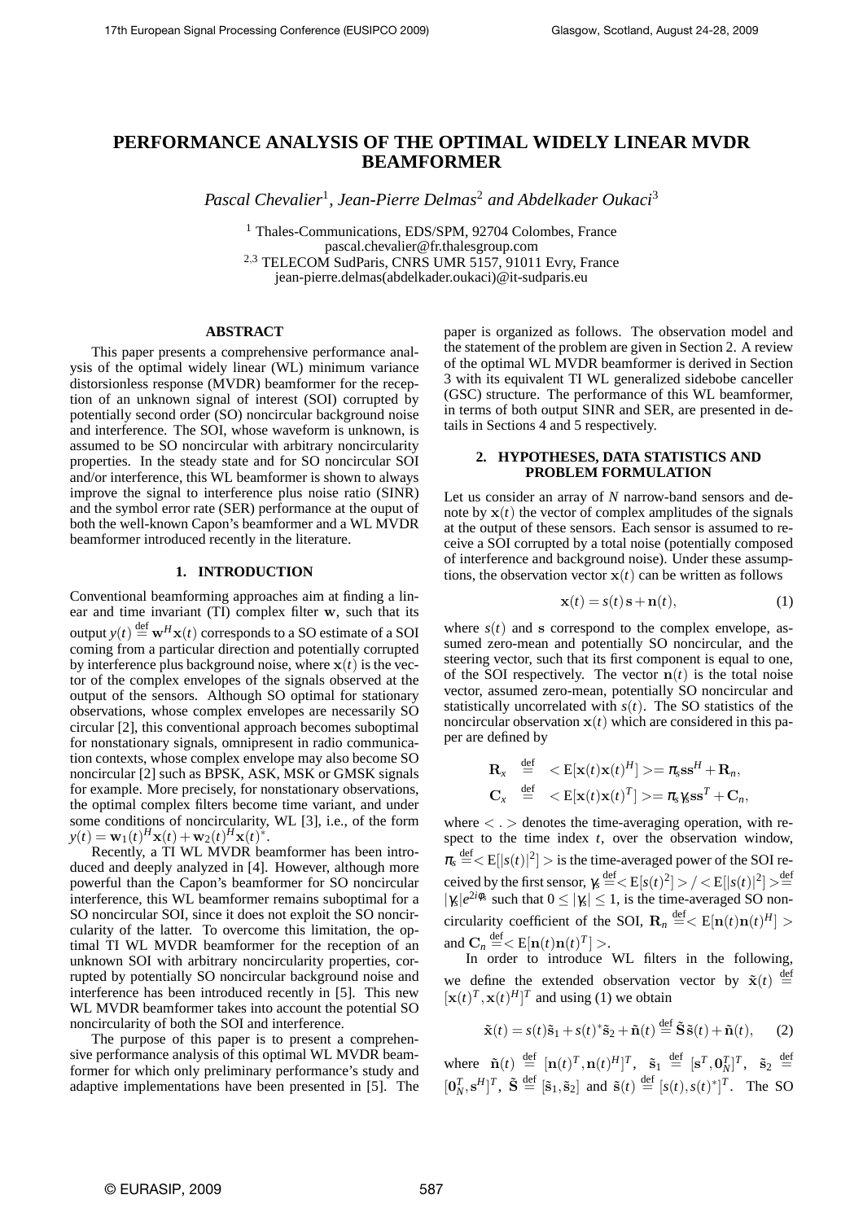# PERFORMANCE ANALYSIS OF THE OPTIMAL WIDELY LINEAR MVDR BEAMFORMER

*Pascal Chevalier*[1], *Jean-Pierre Delmas*[2] *and Abdelkader Oukaci*[3]

[1] Thales-Communications, EDS/SPM, 92704 Colombes, France
pascal.chevalier@fr.thalesgroup.com
[2,3] TELECOM SudParis, CNRS UMR 5157, 91011 Evry, France
jean-pierre.delmas(abdelkader.oukaci)@it-sudparis.eu

## ABSTRACT

This paper presents a comprehensive performance analysis of the optimal widely linear (WL) minimum variance distorsionless response (MVDR) beamformer for the reception of an unknown signal of interest (SOI) corrupted by potentially second order (SO) noncircular background noise and interference. The SOI, whose waveform is unknown, is assumed to be SO noncircular with arbitrary noncircularity properties. In the steady state and for SO noncircular SOI and/or interference, this WL beamformer is shown to always improve the signal to interference plus noise ratio (SINR) and the symbol error rate (SER) performance at the ouput of both the well-known Capon's beamformer and a WL MVDR beamformer introduced recently in the literature.

## 1. INTRODUCTION

Conventional beamforming approaches aim at finding a linear and time invariant (TI) complex filter $\mathbf{w}$, such that its output $y(t) \stackrel{\text{def}}{=} \mathbf{w}^H\mathbf{x}(t)$ corresponds to a SO estimate of a SOI coming from a particular direction and potentially corrupted by interference plus background noise, where $\mathbf{x}(t)$ is the vector of the complex envelopes of the signals observed at the output of the sensors. Although SO optimal for stationary observations, whose complex envelopes are necessarily SO circular [2], this conventional approach becomes suboptimal for nonstationary signals, omnipresent in radio communication contexts, whose complex envelope may also become SO noncircular [2] such as BPSK, ASK, MSK or GMSK signals for example. More precisely, for nonstationary observations, the optimal complex filters become time variant, and under some conditions of noncircularity, WL [3], i.e., of the form $y(t) = \mathbf{w}_1(t)^H\mathbf{x}(t) + \mathbf{w}_2(t)^H\mathbf{x}(t)^*$.

Recently, a TI WL MVDR beamformer has been introduced and deeply analyzed in [4]. However, although more powerful than the Capon's beamformer for SO noncircular interference, this WL beamformer remains suboptimal for a SO noncircular SOI, since it does not exploit the SO noncircularity of the latter. To overcome this limitation, the optimal TI WL MVDR beamformer for the reception of an unknown SOI with arbitrary noncircularity properties, corrupted by potentially SO noncircular background noise and interference has been introduced recently in [5]. This new WL MVDR beamformer takes into account the potential SO noncircularity of both the SOI and interference.

The purpose of this paper is to present a comprehensive performance analysis of this optimal WL MVDR beamformer for which only preliminary performance's study and adaptive implementations have been presented in [5]. The paper is organized as follows. The observation model and the statement of the problem are given in Section 2. A review of the optimal WL MVDR beamformer is derived in Section 3 with its equivalent TI WL generalized sidebobe canceller (GSC) structure. The performance of this WL beamformer, in terms of both output SINR and SER, are presented in details in Sections 4 and 5 respectively.

## 2. HYPOTHESES, DATA STATISTICS AND PROBLEM FORMULATION

Let us consider an array of $N$ narrow-band sensors and denote by $\mathbf{x}(t)$ the vector of complex amplitudes of the signals at the output of these sensors. Each sensor is assumed to receive a SOI corrupted by a total noise (potentially composed of interference and background noise). Under these assumptions, the observation vector $\mathbf{x}(t)$ can be written as follows

$$\mathbf{x}(t) = s(t)\mathbf{s} + \mathbf{n}(t), \qquad (1)$$

where $s(t)$ and $\mathbf{s}$ correspond to the complex envelope, assumed zero-mean and potentially SO noncircular, and the steering vector, such that its first component is equal to one, of the SOI respectively. The vector $\mathbf{n}(t)$ is the total noise vector, assumed zero-mean, potentially SO noncircular and statistically uncorrelated with $s(t)$. The SO statistics of the noncircular observation $\mathbf{x}(t)$ which are considered in this paper are defined by

$$\mathbf{R}_x \stackrel{\text{def}}{=} <\mathrm{E}[\mathbf{x}(t)\mathbf{x}(t)^H]> = \pi_s\mathbf{s}\mathbf{s}^H + \mathbf{R}_n,$$
$$\mathbf{C}_x \stackrel{\text{def}}{=} <\mathrm{E}[\mathbf{x}(t)\mathbf{x}(t)^T]> = \pi_s\gamma_s\mathbf{s}\mathbf{s}^T + \mathbf{C}_n,$$

where $< . >$ denotes the time-averaging operation, with respect to the time index $t$, over the observation window, $\pi_s \stackrel{\text{def}}{=} <\mathrm{E}[|s(t)|^2]>$ is the time-averaged power of the SOI received by the first sensor, $\gamma_s \stackrel{\text{def}}{=} <\mathrm{E}[s(t)^2]> / <\mathrm{E}[|s(t)|^2]> \stackrel{\text{def}}{=} |\gamma_s|e^{2i\phi_s}$ such that $0 \leq |\gamma_s| \leq 1$, is the time-averaged SO noncircularity coefficient of the SOI, $\mathbf{R}_n \stackrel{\text{def}}{=} <\mathrm{E}[\mathbf{n}(t)\mathbf{n}(t)^H]>$ and $\mathbf{C}_n \stackrel{\text{def}}{=} <\mathrm{E}[\mathbf{n}(t)\mathbf{n}(t)^T]>$.

In order to introduce WL filters in the following, we define the extended observation vector by $\tilde{\mathbf{x}}(t) \stackrel{\text{def}}{=} [\mathbf{x}(t)^T, \mathbf{x}(t)^H]^T$ and using (1) we obtain

$$\tilde{\mathbf{x}}(t) = s(t)\tilde{\mathbf{s}}_1 + s(t)^*\tilde{\mathbf{s}}_2 + \tilde{\mathbf{n}}(t) \stackrel{\text{def}}{=} \tilde{\mathbf{S}}\tilde{\mathbf{s}}(t) + \tilde{\mathbf{n}}(t), \qquad (2)$$

where $\tilde{\mathbf{n}}(t) \stackrel{\text{def}}{=} [\mathbf{n}(t)^T, \mathbf{n}(t)^H]^T$, $\tilde{\mathbf{s}}_1 \stackrel{\text{def}}{=} [\mathbf{s}^T, \mathbf{0}_N^T]^T$, $\tilde{\mathbf{s}}_2 \stackrel{\text{def}}{=} [\mathbf{0}_N^T, \mathbf{s}^H]^T$, $\tilde{\mathbf{S}} \stackrel{\text{def}}{=} [\tilde{\mathbf{s}}_1, \tilde{\mathbf{s}}_2]$ and $\tilde{\mathbf{s}}(t) \stackrel{\text{def}}{=} [s(t), s(t)^*]^T$. The SO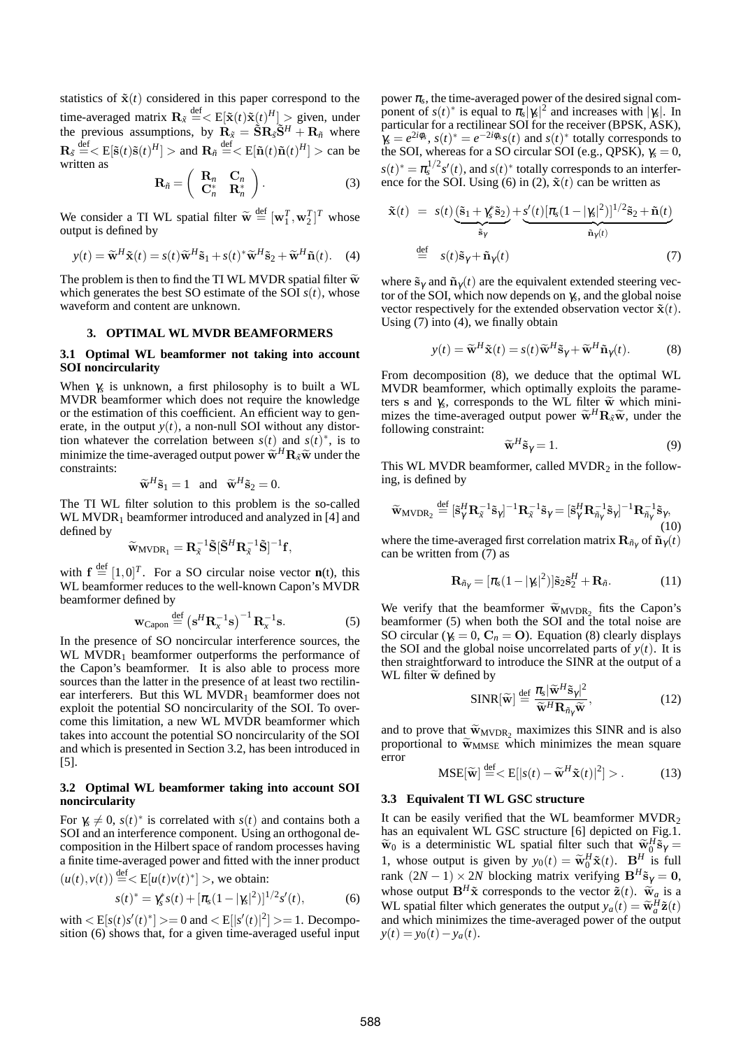statistics of $\tilde{\mathbf{x}}(t)$ considered in this paper correspond to the time-averaged matrix $\mathbf{R}_{\tilde{x}} \stackrel{\text{def}}{=} < \mathrm{E}[\tilde{\mathbf{x}}(t)\tilde{\mathbf{x}}(t)^H] >$ given, under the previous assumptions, by $\mathbf{R}_{\tilde{x}} = \tilde{\mathbf{S}}\mathbf{R}_{\tilde{s}}\tilde{\mathbf{S}}^H + \mathbf{R}_{\tilde{n}}$ where $\mathbf{R}_{\tilde{s}} \stackrel{\text{def}}{=} < \mathrm{E}[\tilde{\mathbf{s}}(t)\tilde{\mathbf{s}}(t)^H] >$ and $\mathbf{R}_{\tilde{n}} \stackrel{\text{def}}{=} < \mathrm{E}[\tilde{\mathbf{n}}(t)\tilde{\mathbf{n}}(t)^H] >$ can be written as

$$\mathbf{R}_{\tilde{n}} = \begin{pmatrix} \mathbf{R}_n & \mathbf{C}_n \\ \mathbf{C}_n^* & \mathbf{R}_n^* \end{pmatrix}. \tag{3}$$

We consider a TI WL spatial filter $\widetilde{\mathbf{w}} \stackrel{\text{def}}{=} [\mathbf{w}_1^T, \mathbf{w}_2^T]^T$ whose output is defined by

$$y(t) = \widetilde{\mathbf{w}}^H\tilde{\mathbf{x}}(t) = s(t)\widetilde{\mathbf{w}}^H\tilde{\mathbf{s}}_1 + s(t)^*\widetilde{\mathbf{w}}^H\tilde{\mathbf{s}}_2 + \widetilde{\mathbf{w}}^H\tilde{\mathbf{n}}(t). \tag{4}$$

The problem is then to find the TI WL MVDR spatial filter $\widetilde{\mathbf{w}}$ which generates the best SO estimate of the SOI $s(t)$, whose waveform and content are unknown.

## 3. OPTIMAL WL MVDR BEAMFORMERS

### 3.1 Optimal WL beamformer not taking into account SOI noncircularity

When $\gamma_s$ is unknown, a first philosophy is to built a WL MVDR beamformer which does not require the knowledge or the estimation of this coefficient. An efficient way to generate, in the output $y(t)$, a non-null SOI without any distortion whatever the correlation between $s(t)$ and $s(t)^*$, is to minimize the time-averaged output power $\widetilde{\mathbf{w}}^H\mathbf{R}_{\tilde{x}}\widetilde{\mathbf{w}}$ under the constraints:

$$\widetilde{\mathbf{w}}^H\tilde{\mathbf{s}}_1 = 1 \quad \text{and} \quad \widetilde{\mathbf{w}}^H\tilde{\mathbf{s}}_2 = 0.$$

The TI WL filter solution to this problem is the so-called WL MVDR$_1$ beamformer introduced and analyzed in [4] and defined by

$$\widetilde{\mathbf{w}}_{\text{MVDR}_1} = \mathbf{R}_{\tilde{x}}^{-1}\tilde{\mathbf{S}}[\tilde{\mathbf{S}}^H\mathbf{R}_{\tilde{x}}^{-1}\tilde{\mathbf{S}}]^{-1}\mathbf{f},$$

with $\mathbf{f} \stackrel{\text{def}}{=} [1,0]^T$. For a SO circular noise vector $\mathbf{n}$(t), this WL beamformer reduces to the well-known Capon's MVDR beamformer defined by

$$\mathbf{w}_{\text{Capon}} \stackrel{\text{def}}{=} \left(\mathbf{s}^H\mathbf{R}_x^{-1}\mathbf{s}\right)^{-1}\mathbf{R}_x^{-1}\mathbf{s}. \tag{5}$$

In the presence of SO noncircular interference sources, the WL MVDR$_1$ beamformer outperforms the performance of the Capon's beamformer. It is also able to process more sources than the latter in the presence of at least two rectilinear interferers. But this WL MVDR$_1$ beamformer does not exploit the potential SO noncircularity of the SOI. To overcome this limitation, a new WL MVDR beamformer which takes into account the potential SO noncircularity of the SOI and which is presented in Section 3.2, has been introduced in [5].

### 3.2 Optimal WL beamformer taking into account SOI noncircularity

For $\gamma_s \neq 0$, $s(t)^*$ is correlated with $s(t)$ and contains both a SOI and an interference component. Using an orthogonal decomposition in the Hilbert space of random processes having a finite time-averaged power and fitted with the inner product $(u(t), v(t)) \stackrel{\text{def}}{=} < \mathrm{E}[u(t)v(t)^*] >$, we obtain:

$$s(t)^* = \gamma_s^* s(t) + [\pi_s(1-|\gamma_s|^2)]^{1/2}s'(t), \tag{6}$$

with $< \mathrm{E}[s(t)s'(t)^*] >= 0$ and $< \mathrm{E}[|s'(t)|^2] >= 1$. Decomposition (6) shows that, for a given time-averaged useful input power $\pi_s$, the time-averaged power of the desired signal component of $s(t)^*$ is equal to $\pi_s|\gamma_s|^2$ and increases with $|\gamma_s|$. In particular for a rectilinear SOI for the receiver (BPSK, ASK), $\gamma_s = e^{2i\phi_s}$, $s(t)^* = e^{-2i\phi_s}s(t)$ and $s(t)^*$ totally corresponds to the SOI, whereas for a SO circular SOI (e.g., QPSK), $\gamma_s = 0$, $s(t)^* = \pi_s^{1/2}s'(t)$, and $s(t)^*$ totally corresponds to an interference for the SOI. Using (6) in (2), $\tilde{\mathbf{x}}(t)$ can be written as

$$\begin{aligned}
\tilde{\mathbf{x}}(t) &= s(t)\underbrace{(\tilde{\mathbf{s}}_1 + \gamma_s^*\tilde{\mathbf{s}}_2)}_{\tilde{\mathbf{s}}_\gamma} + \underbrace{s'(t)[\pi_s(1-|\gamma_s|^2)]^{1/2}\tilde{\mathbf{s}}_2 + \tilde{\mathbf{n}}(t)}_{\tilde{\mathbf{n}}_\gamma(t)} \\
&\stackrel{\text{def}}{=} s(t)\tilde{\mathbf{s}}_\gamma + \tilde{\mathbf{n}}_\gamma(t)
\end{aligned} \tag{7}$$

where $\tilde{\mathbf{s}}_\gamma$ and $\tilde{\mathbf{n}}_\gamma(t)$ are the equivalent extended steering vector of the SOI, which now depends on $\gamma_s$, and the global noise vector respectively for the extended observation vector $\tilde{\mathbf{x}}(t)$. Using (7) into (4), we finally obtain

$$y(t) = \widetilde{\mathbf{w}}^H\tilde{\mathbf{x}}(t) = s(t)\widetilde{\mathbf{w}}^H\tilde{\mathbf{s}}_\gamma + \widetilde{\mathbf{w}}^H\tilde{\mathbf{n}}_\gamma(t). \tag{8}$$

From decomposition (8), we deduce that the optimal WL MVDR beamformer, which optimally exploits the parameters $\mathbf{s}$ and $\gamma_s$, corresponds to the WL filter $\widetilde{\mathbf{w}}$ which minimizes the time-averaged output power $\widetilde{\mathbf{w}}^H\mathbf{R}_{\tilde{x}}\widetilde{\mathbf{w}}$, under the following constraint:

$$\widetilde{\mathbf{w}}^H\tilde{\mathbf{s}}_\gamma = 1. \tag{9}$$

This WL MVDR beamformer, called MVDR$_2$ in the following, is defined by

$$\widetilde{\mathbf{w}}_{\text{MVDR}_2} \stackrel{\text{def}}{=} [\tilde{\mathbf{s}}_\gamma^H\mathbf{R}_{\tilde{x}}^{-1}\tilde{\mathbf{s}}_\gamma]^{-1}\mathbf{R}_{\tilde{x}}^{-1}\tilde{\mathbf{s}}_\gamma = [\tilde{\mathbf{s}}_\gamma^H\mathbf{R}_{\tilde{n}_\gamma}^{-1}\tilde{\mathbf{s}}_\gamma]^{-1}\mathbf{R}_{\tilde{n}_\gamma}^{-1}\tilde{\mathbf{s}}_\gamma, \tag{10}$$

where the time-averaged first correlation matrix $\mathbf{R}_{\tilde{n}_\gamma}$ of $\tilde{\mathbf{n}}_\gamma(t)$ can be written from (7) as

$$\mathbf{R}_{\tilde{n}_\gamma} = [\pi_s(1-|\gamma_s|^2)]\tilde{\mathbf{s}}_2\tilde{\mathbf{s}}_2^H + \mathbf{R}_{\tilde{n}}. \tag{11}$$

We verify that the beamformer $\widetilde{\mathbf{w}}_{\text{MVDR}_2}$ fits the Capon's beamformer (5) when both the SOI and the total noise are SO circular ($\gamma_s = 0$, $\mathbf{C}_n = \mathbf{O}$). Equation (8) clearly displays the SOI and the global noise uncorrelated parts of $y(t)$. It is then straightforward to introduce the SINR at the output of a WL filter $\widetilde{\mathbf{w}}$ defined by

$$\text{SINR}[\widetilde{\mathbf{w}}] \stackrel{\text{def}}{=} \frac{\pi_s|\widetilde{\mathbf{w}}^H\tilde{\mathbf{s}}_\gamma|^2}{\widetilde{\mathbf{w}}^H\mathbf{R}_{\tilde{n}_\gamma}\widetilde{\mathbf{w}}}, \tag{12}$$

and to prove that $\widetilde{\mathbf{w}}_{\text{MVDR}_2}$ maximizes this SINR and is also proportional to $\widetilde{\mathbf{w}}_{\text{MMSE}}$ which minimizes the mean square error

$$\text{MSE}[\widetilde{\mathbf{w}}] \stackrel{\text{def}}{=} < \mathrm{E}[|s(t) - \widetilde{\mathbf{w}}^H\tilde{\mathbf{x}}(t)|^2] >. \tag{13}$$

### 3.3 Equivalent TI WL GSC structure

It can be easily verified that the WL beamformer MVDR$_2$ has an equivalent WL GSC structure [6] depicted on Fig.1. $\widetilde{\mathbf{w}}_0$ is a deterministic WL spatial filter such that $\widetilde{\mathbf{w}}_0^H\tilde{\mathbf{s}}_\gamma = 1$, whose output is given by $y_0(t) = \widetilde{\mathbf{w}}_0^H\tilde{\mathbf{x}}(t)$. $\mathbf{B}^H$ is full rank $(2N-1)\times 2N$ blocking matrix verifying $\mathbf{B}^H\tilde{\mathbf{s}}_\gamma = \mathbf{0}$, whose output $\mathbf{B}^H\tilde{\mathbf{x}}$ corresponds to the vector $\tilde{\mathbf{z}}(t)$. $\widetilde{\mathbf{w}}_a$ is a WL spatial filter which generates the output $y_a(t) = \widetilde{\mathbf{w}}_a^H\tilde{\mathbf{z}}(t)$ and which minimizes the time-averaged power of the output $y(t) = y_0(t) - y_a(t)$.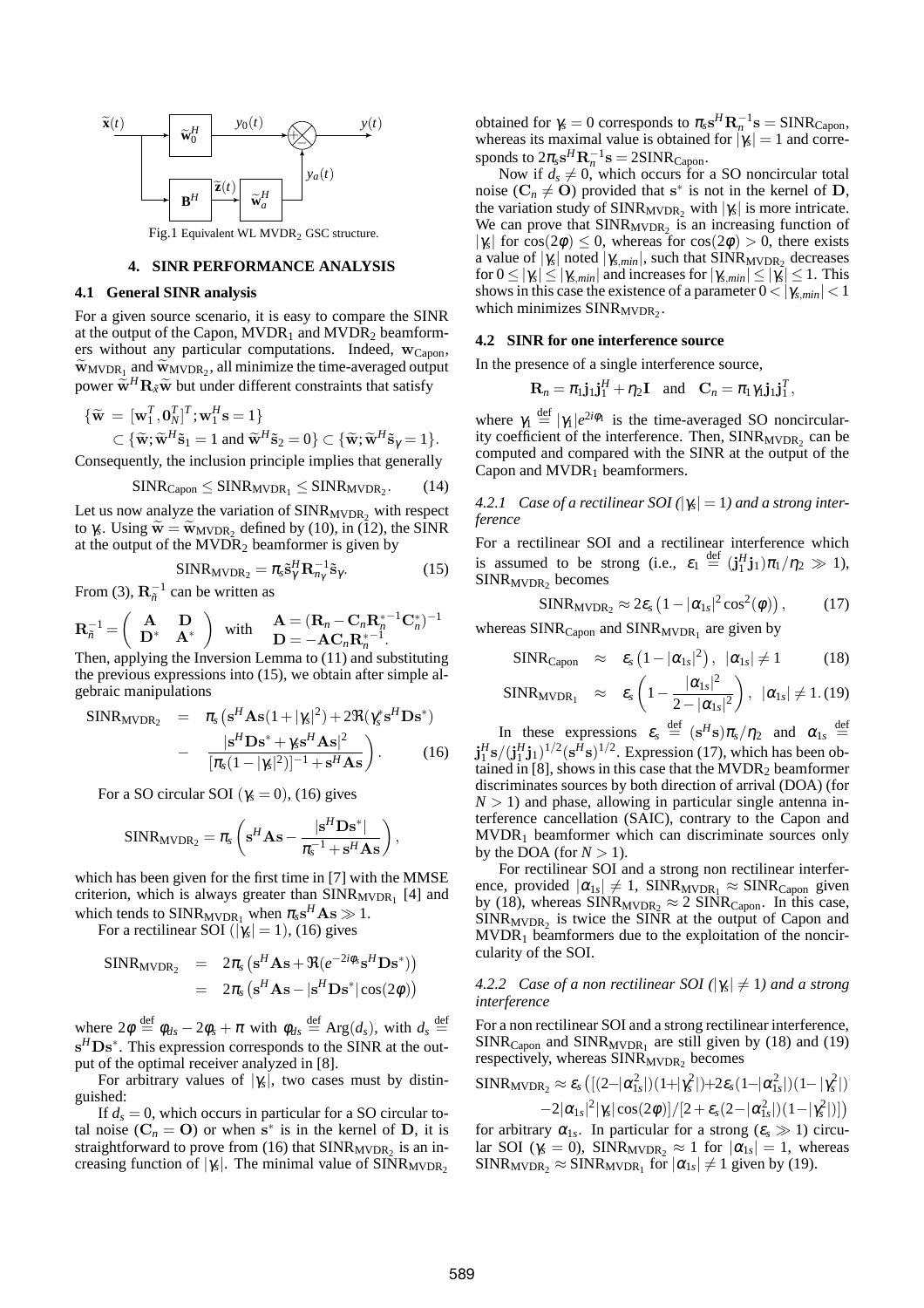Fig.1 Equivalent WL MVDR$_2$ GSC structure.

## 4. SINR PERFORMANCE ANALYSIS

### 4.1 General SINR analysis

For a given source scenario, it is easy to compare the SINR at the output of the Capon, MVDR$_1$ and MVDR$_2$ beamformers without any particular computations. Indeed, $\mathbf{w}_{\text{Capon}}$, $\widetilde{\mathbf{w}}_{\text{MVDR}_1}$ and $\widetilde{\mathbf{w}}_{\text{MVDR}_2}$, all minimize the time-averaged output power $\widetilde{\mathbf{w}}^H\mathbf{R}_{\tilde{x}}\widetilde{\mathbf{w}}$ but under different constraints that satisfy

$$\{\widetilde{\mathbf{w}} = [\mathbf{w}_1^T, \mathbf{0}_N^T]^T; \mathbf{w}_1^H\mathbf{s} = 1\}$$
$$\subset \{\widetilde{\mathbf{w}}; \widetilde{\mathbf{w}}^H\tilde{\mathbf{s}}_1 = 1 \text{ and } \widetilde{\mathbf{w}}^H\tilde{\mathbf{s}}_2 = 0\} \subset \{\widetilde{\mathbf{w}}; \widetilde{\mathbf{w}}^H\tilde{\mathbf{s}}_\gamma = 1\}.$$

Consequently, the inclusion principle implies that generally

$$\text{SINR}_{\text{Capon}} \le \text{SINR}_{\text{MVDR}_1} \le \text{SINR}_{\text{MVDR}_2}. \qquad (14)$$

Let us now analyze the variation of SINR$_{\text{MVDR}_2}$ with respect to $\gamma_s$. Using $\widetilde{\mathbf{w}} = \widetilde{\mathbf{w}}_{\text{MVDR}_2}$ defined by (10), in (12), the SINR at the output of the MVDR$_2$ beamformer is given by

$$\text{SINR}_{\text{MVDR}_2} = \pi_s\tilde{\mathbf{s}}_\gamma^H\mathbf{R}_{\tilde{n}_\gamma}^{-1}\tilde{\mathbf{s}}_\gamma. \qquad (15)$$

From (3), $\mathbf{R}_{\tilde{n}}^{-1}$ can be written as

$$\mathbf{R}_{\tilde{n}}^{-1} = \begin{pmatrix} \mathbf{A} & \mathbf{D} \\ \mathbf{D}^* & \mathbf{A}^* \end{pmatrix} \quad \text{with} \quad \begin{matrix} \mathbf{A} = (\mathbf{R}_n - \mathbf{C}_n\mathbf{R}_n^{*-1}\mathbf{C}_n^*)^{-1} \\ \mathbf{D} = -\mathbf{A}\mathbf{C}_n\mathbf{R}_n^{*-1}. \end{matrix}$$

Then, applying the Inversion Lemma to (11) and substituting the previous expressions into (15), we obtain after simple algebraic manipulations

$$\begin{aligned}\text{SINR}_{\text{MVDR}_2} &= \pi_s\big(\mathbf{s}^H\mathbf{A}\mathbf{s}(1+|\gamma_s|^2) + 2\Re(\gamma_s^*\mathbf{s}^H\mathbf{D}\mathbf{s}^*) \\ &- \frac{|\mathbf{s}^H\mathbf{D}\mathbf{s}^* + \gamma_s\mathbf{s}^H\mathbf{A}\mathbf{s}|^2}{[\pi_s(1-|\gamma_s|^2)]^{-1} + \mathbf{s}^H\mathbf{A}\mathbf{s}}\Big). \end{aligned} \qquad (16)$$

For a SO circular SOI ($\gamma_s = 0$), (16) gives

$$\text{SINR}_{\text{MVDR}_2} = \pi_s\left(\mathbf{s}^H\mathbf{A}\mathbf{s} - \frac{|\mathbf{s}^H\mathbf{D}\mathbf{s}^*|}{\pi_s^{-1} + \mathbf{s}^H\mathbf{A}\mathbf{s}}\right),$$

which has been given for the first time in [7] with the MMSE criterion, which is always greater than SINR$_{\text{MVDR}_1}$ [4] and which tends to SINR$_{\text{MVDR}_1}$ when $\pi_s\mathbf{s}^H\mathbf{A}\mathbf{s} \gg 1$.

For a rectilinear SOI ($|\gamma_s| = 1$), (16) gives

$$\begin{aligned}\text{SINR}_{\text{MVDR}_2} &= 2\pi_s\left(\mathbf{s}^H\mathbf{A}\mathbf{s} + \Re(e^{-2i\phi_s}\mathbf{s}^H\mathbf{D}\mathbf{s}^*)\right) \\ &= 2\pi_s\left(\mathbf{s}^H\mathbf{A}\mathbf{s} - |\mathbf{s}^H\mathbf{D}\mathbf{s}^*|\cos(2\phi)\right)\end{aligned}$$

where $2\phi \stackrel{\text{def}}{=} \phi_{ds} - 2\phi_s + \pi$ with $\phi_{ds} \stackrel{\text{def}}{=} \text{Arg}(d_s)$, with $d_s \stackrel{\text{def}}{=} \mathbf{s}^H\mathbf{D}\mathbf{s}^*$. This expression corresponds to the SINR at the output of the optimal receiver analyzed in [8].

For arbitrary values of $|\gamma_s|$, two cases must by distinguished:

If $d_s = 0$, which occurs in particular for a SO circular total noise ($\mathbf{C}_n = \mathbf{O}$) or when $\mathbf{s}^*$ is in the kernel of $\mathbf{D}$, it is straightforward to prove from (16) that SINR$_{\text{MVDR}_2}$ is an increasing function of $|\gamma_s|$. The minimal value of SINR$_{\text{MVDR}_2}$ obtained for $\gamma_s = 0$ corresponds to $\pi_s\mathbf{s}^H\mathbf{R}_n^{-1}\mathbf{s} = \text{SINR}_{\text{Capon}}$, whereas its maximal value is obtained for $|\gamma_s| = 1$ and corresponds to $2\pi_s\mathbf{s}^H\mathbf{R}_n^{-1}\mathbf{s} = 2\text{SINR}_{\text{Capon}}$.

Now if $d_s \neq 0$, which occurs for a SO noncircular total noise ($\mathbf{C}_n \neq \mathbf{O}$) provided that $\mathbf{s}^*$ is not in the kernel of $\mathbf{D}$, the variation study of SINR$_{\text{MVDR}_2}$ with $|\gamma_s|$ is more intricate. We can prove that SINR$_{\text{MVDR}_2}$ is an increasing function of $|\gamma_s|$ for $\cos(2\phi) \le 0$, whereas for $\cos(2\phi) > 0$, there exists a value of $|\gamma_s|$ noted $|\gamma_{s,min}|$, such that SINR$_{\text{MVDR}_2}$ decreases for $0 \le |\gamma_s| \le |\gamma_{s,min}|$ and increases for $|\gamma_{s,min}| \le |\gamma_s| \le 1$. This shows in this case the existence of a parameter $0 < |\gamma_{s,min}| < 1$ which minimizes SINR$_{\text{MVDR}_2}$.

### 4.2 SINR for one interference source

In the presence of a single interference source,

$$\mathbf{R}_n = \pi_1\mathbf{j}_1\mathbf{j}_1^H + \eta_2\mathbf{I} \quad \text{and} \quad \mathbf{C}_n = \pi_1\gamma_1\mathbf{j}_1\mathbf{j}_1^T,$$

where $\gamma_1 \stackrel{\text{def}}{=} |\gamma_1|e^{2i\phi_1}$ is the time-averaged SO noncircularity coefficient of the interference. Then, SINR$_{\text{MVDR}_2}$ can be computed and compared with the SINR at the output of the Capon and MVDR$_1$ beamformers.

#### *4.2.1 Case of a rectilinear SOI ($|\gamma_s| = 1$) and a strong interference*

For a rectilinear SOI and a rectilinear interference which is assumed to be strong (i.e., $\varepsilon_1 \stackrel{\text{def}}{=} (\mathbf{j}_1^H\mathbf{j}_1)\pi_1/\eta_2 \gg 1$), SINR$_{\text{MVDR}_2}$ becomes

$$\text{SINR}_{\text{MVDR}_2} \approx 2\varepsilon_s\left(1 - |\alpha_{1s}|^2\cos^2(\phi)\right), \qquad (17)$$

whereas SINR$_{\text{Capon}}$ and SINR$_{\text{MVDR}_1}$ are given by

$$\text{SINR}_{\text{Capon}} \approx \varepsilon_s\left(1 - |\alpha_{1s}|^2\right), \ |\alpha_{1s}| \neq 1 \qquad (18)$$

$$\text{SINR}_{\text{MVDR}_1} \approx \varepsilon_s\left(1 - \frac{|\alpha_{1s}|^2}{2 - |\alpha_{1s}|^2}\right), \ |\alpha_{1s}| \neq 1. \qquad (19)$$

In these expressions $\varepsilon_s \stackrel{\text{def}}{=} (\mathbf{s}^H\mathbf{s})\pi_s/\eta_2$ and $\alpha_{1s} \stackrel{\text{def}}{=} \mathbf{j}_1^H\mathbf{s}/(\mathbf{j}_1^H\mathbf{j}_1)^{1/2}(\mathbf{s}^H\mathbf{s})^{1/2}$. Expression (17), which has been obtained in [8], shows in this case that the MVDR$_2$ beamformer discriminates sources by both direction of arrival (DOA) (for $N > 1$) and phase, allowing in particular single antenna interference cancellation (SAIC), contrary to the Capon and MVDR$_1$ beamformer which can discriminate sources only by the DOA (for $N > 1$).

For rectilinear SOI and a strong non rectilinear interference, provided $|\alpha_{1s}| \neq 1$, SINR$_{\text{MVDR}_1} \approx$ SINR$_{\text{Capon}}$ given by (18), whereas SINR$_{\text{MVDR}_2} \approx 2$ SINR$_{\text{Capon}}$. In this case, SINR$_{\text{MVDR}_2}$ is twice the SINR at the output of Capon and MVDR$_1$ beamformers due to the exploitation of the noncircularity of the SOI.

#### *4.2.2 Case of a non rectilinear SOI ($|\gamma_s| \neq 1$) and a strong interference*

For a non rectilinear SOI and a strong rectilinear interference, SINR$_{\text{Capon}}$ and SINR$_{\text{MVDR}_1}$ are still given by (18) and (19) respectively, whereas SINR$_{\text{MVDR}_2}$ becomes

$$\begin{aligned}\text{SINR}_{\text{MVDR}_2} \approx \varepsilon_s\big(&[(2-|\alpha_{1s}^2|)(1+|\gamma_s^2|) + 2\varepsilon_s(1-|\alpha_{1s}^2|)(1-|\gamma_s^2|) \\ &-2|\alpha_{1s}|^2|\gamma_s|\cos(2\phi)]/[2+\varepsilon_s(2-|\alpha_{1s}^2|)(1-|\gamma_s^2|)]\big)\end{aligned}$$

for arbitrary $\alpha_{1s}$. In particular for a strong ($\varepsilon_s \gg 1$) circular SOI ($\gamma_s = 0$), SINR$_{\text{MVDR}_2} \approx 1$ for $|\alpha_{1s}| = 1$, whereas SINR$_{\text{MVDR}_2} \approx$ SINR$_{\text{MVDR}_1}$ for $|\alpha_{1s}| \neq 1$ given by (19).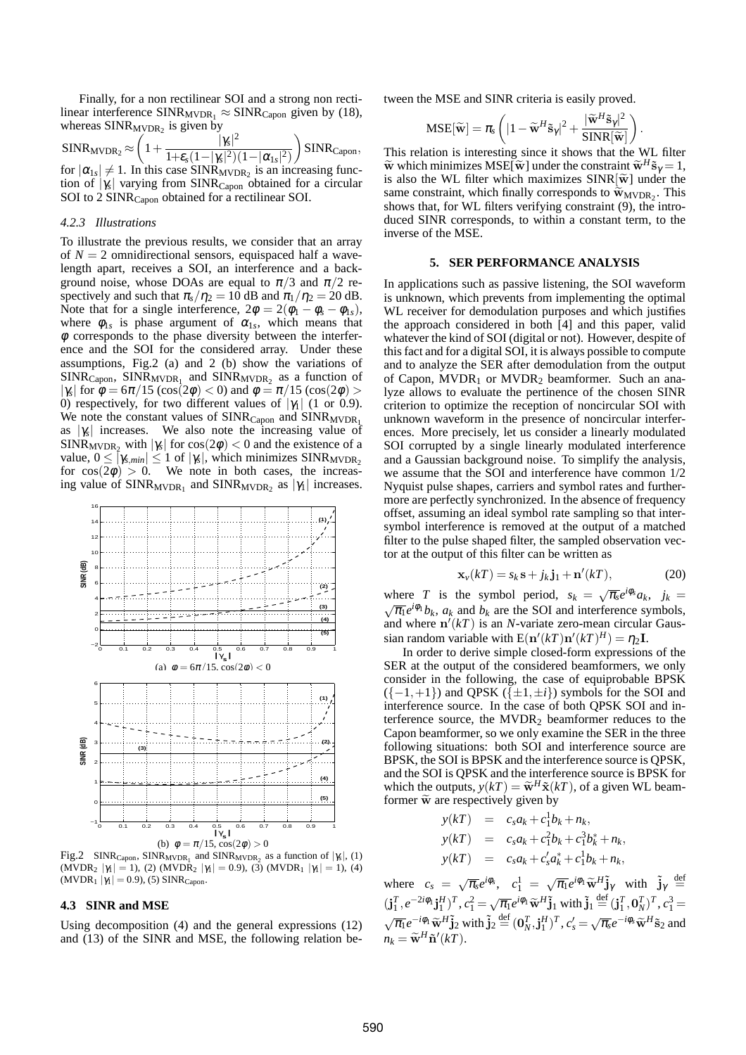Finally, for a non rectilinear SOI and a strong non rectilinear interference $\text{SINR}_{\text{MVDR}_1} \approx \text{SINR}_{\text{Capon}}$ given by (18), whereas $\text{SINR}_{\text{MVDR}_2}$ is given by

$$\text{SINR}_{\text{MVDR}_2} \approx \left(1 + \frac{|\gamma_s|^2}{1+\varepsilon_s(1-|\gamma_s|^2)(1-|\alpha_{1s}|^2)}\right) \text{SINR}_{\text{Capon}},$$

for $|\alpha_{1s}| \neq 1$. In this case $\text{SINR}_{\text{MVDR}_2}$ is an increasing function of $|\gamma_s|$ varying from $\text{SINR}_{\text{Capon}}$ obtained for a circular SOI to 2 $\text{SINR}_{\text{Capon}}$ obtained for a rectilinear SOI.

#### 4.2.3 Illustrations

To illustrate the previous results, we consider that an array of $N = 2$ omnidirectional sensors, equispaced half a wavelength apart, receives a SOI, an interference and a background noise, whose DOAs are equal to $\pi/3$ and $\pi/2$ respectively and such that $\pi_s/\eta_2 = 10$ dB and $\pi_1/\eta_2 = 20$ dB. Note that for a single interference, $2\phi = 2(\phi_1 - \phi_s - \phi_{1s})$, where $\phi_{1s}$ is phase argument of $\alpha_{1s}$, which means that $\phi$ corresponds to the phase diversity between the interference and the SOI for the considered array. Under these assumptions, Fig.2 (a) and 2 (b) show the variations of $\text{SINR}_{\text{Capon}}$, $\text{SINR}_{\text{MVDR}_1}$ and $\text{SINR}_{\text{MVDR}_2}$ as a function of $|\gamma_s|$ for $\phi = 6\pi/15$ ($\cos(2\phi) < 0$) and $\phi = \pi/15$ ($\cos(2\phi) > 0$) respectively, for two different values of $|\gamma_1|$ (1 or 0.9). We note the constant values of $\text{SINR}_{\text{Capon}}$ and $\text{SINR}_{\text{MVDR}_1}$ as $|\gamma_s|$ increases. We also note the increasing value of $\text{SINR}_{\text{MVDR}_2}$ with $|\gamma_s|$ for $\cos(2\phi) < 0$ and the existence of a value, $0 \leq |\gamma_{s,min}| \leq 1$ of $|\gamma_s|$, which minimizes $\text{SINR}_{\text{MVDR}_2}$ for $\cos(2\phi) > 0$. We note in both cases, the increasing value of $\text{SINR}_{\text{MVDR}_1}$ and $\text{SINR}_{\text{MVDR}_2}$ as $|\gamma_1|$ increases.

(a) $\phi = 6\pi/15$, $\cos(2\phi) < 0$

(b) $\phi = \pi/15$, $\cos(2\phi) > 0$

Fig.2 $\text{SINR}_{\text{Capon}}$, $\text{SINR}_{\text{MVDR}_1}$ and $\text{SINR}_{\text{MVDR}_2}$ as a function of $|\gamma_s|$, (1) ($\text{MVDR}_2$ $|\gamma_1| = 1$), (2) ($\text{MVDR}_2$ $|\gamma_1| = 0.9$), (3) ($\text{MVDR}_1$ $|\gamma_1| = 1$), (4) ($\text{MVDR}_1$ $|\gamma_1| = 0.9$), (5) $\text{SINR}_{\text{Capon}}$.

### 4.3 SINR and MSE

Using decomposition (4) and the general expressions (12) and (13) of the SINR and MSE, the following relation between the MSE and SINR criteria is easily proved.

$$\text{MSE}[\widetilde{\mathbf{w}}] = \pi_s \left( |1 - \widetilde{\mathbf{w}}^H \tilde{\mathbf{s}}_\gamma|^2 + \frac{|\widetilde{\mathbf{w}}^H \tilde{\mathbf{s}}_\gamma|^2}{\text{SINR}[\widetilde{\mathbf{w}}]} \right).$$

This relation is interesting since it shows that the WL filter $\widetilde{\mathbf{w}}$ which minimizes $\text{MSE}[\widetilde{\mathbf{w}}]$ under the constraint $\widetilde{\mathbf{w}}^H \tilde{\mathbf{s}}_\gamma = 1$, is also the WL filter which maximizes $\text{SINR}[\widetilde{\mathbf{w}}]$ under the same constraint, which finally corresponds to $\widetilde{\mathbf{w}}_{\text{MVDR}_2}$. This shows that, for WL filters verifying constraint (9), the introduced SINR corresponds, to within a constant term, to the inverse of the MSE.

## 5. SER PERFORMANCE ANALYSIS

In applications such as passive listening, the SOI waveform is unknown, which prevents from implementing the optimal WL receiver for demodulation purposes and which justifies the approach considered in both [4] and this paper, valid whatever the kind of SOI (digital or not). However, despite of this fact and for a digital SOI, it is always possible to compute and to analyze the SER after demodulation from the output of Capon, $\text{MVDR}_1$ or $\text{MVDR}_2$ beamformer. Such an analyze allows to evaluate the pertinence of the chosen SINR criterion to optimize the reception of noncircular SOI with unknown waveform in the presence of noncircular interferences. More precisely, let us consider a linearly modulated SOI corrupted by a single linearly modulated interference and a Gaussian background noise. To simplify the analysis, we assume that the SOI and interference have common 1/2 Nyquist pulse shapes, carriers and symbol rates and furthermore are perfectly synchronized. In the absence of frequency offset, assuming an ideal symbol rate sampling so that intersymbol interference is removed at the output of a matched filter to the pulse shaped filter, the sampled observation vector at the output of this filter can be written as

$$\mathbf{x}_v(kT) = s_k \mathbf{s} + j_k \mathbf{j}_1 + \mathbf{n}'(kT), \tag{20}$$

where $T$ is the symbol period, $s_k = \sqrt{\pi_s} e^{i\phi_s} a_k$, $j_k = \sqrt{\pi_1} e^{i\phi_1} b_k$, $a_k$ and $b_k$ are the SOI and interference symbols, and where $\mathbf{n}'(kT)$ is an $N$-variate zero-mean circular Gaussian random variable with $\text{E}(\mathbf{n}'(kT)\mathbf{n}'(kT)^H) = \eta_2 \mathbf{I}$.

In order to derive simple closed-form expressions of the SER at the output of the considered beamformers, we only consider in the following, the case of equiprobable BPSK ($\{-1,+1\}$) and QPSK ($\{\pm 1, \pm i\}$) symbols for the SOI and interference source. In the case of both QPSK SOI and interference source, the $\text{MVDR}_2$ beamformer reduces to the Capon beamformer, so we only examine the SER in the three following situations: both SOI and interference source are BPSK, the SOI is BPSK and the interference source is QPSK, and the SOI is QPSK and the interference source is BPSK for which the outputs, $y(kT) = \widetilde{\mathbf{w}}^H \tilde{\mathbf{x}}(kT)$, of a given WL beamformer $\widetilde{\mathbf{w}}$ are respectively given by

$$\begin{aligned}
y(kT) &= c_s a_k + c_1^1 b_k + n_k, \\
y(kT) &= c_s a_k + c_1^2 b_k + c_1^3 b_k^* + n_k, \\
y(kT) &= c_s a_k + c_s' a_k^* + c_1^1 b_k + n_k,
\end{aligned}$$

where $c_s = \sqrt{\pi_s} e^{i\phi_s}$, $c_1^1 = \sqrt{\pi_1} e^{i\phi_1} \widetilde{\mathbf{w}}^H \tilde{\mathbf{j}}_\gamma$ with $\tilde{\mathbf{j}}_\gamma \stackrel{\text{def}}{=} (\mathbf{j}_1^T, e^{-2i\phi_1} \mathbf{j}_1^H)^T$, $c_1^2 = \sqrt{\pi_1} e^{i\phi_1} \widetilde{\mathbf{w}}^H \tilde{\mathbf{j}}_1$ with $\tilde{\mathbf{j}}_1 \stackrel{\text{def}}{=} (\mathbf{j}_1^T, \mathbf{0}_N^T)^T$, $c_1^3 = \sqrt{\pi_1} e^{-i\phi_1} \widetilde{\mathbf{w}}^H \tilde{\mathbf{j}}_2$ with $\tilde{\mathbf{j}}_2 \stackrel{\text{def}}{=} (\mathbf{0}_N^T, \mathbf{j}_1^H)^T$, $c_s' = \sqrt{\pi_s} e^{-i\phi_s} \widetilde{\mathbf{w}}^H \tilde{\mathbf{s}}_2$ and $n_k = \widetilde{\mathbf{w}}^H \tilde{\mathbf{n}}'(kT)$.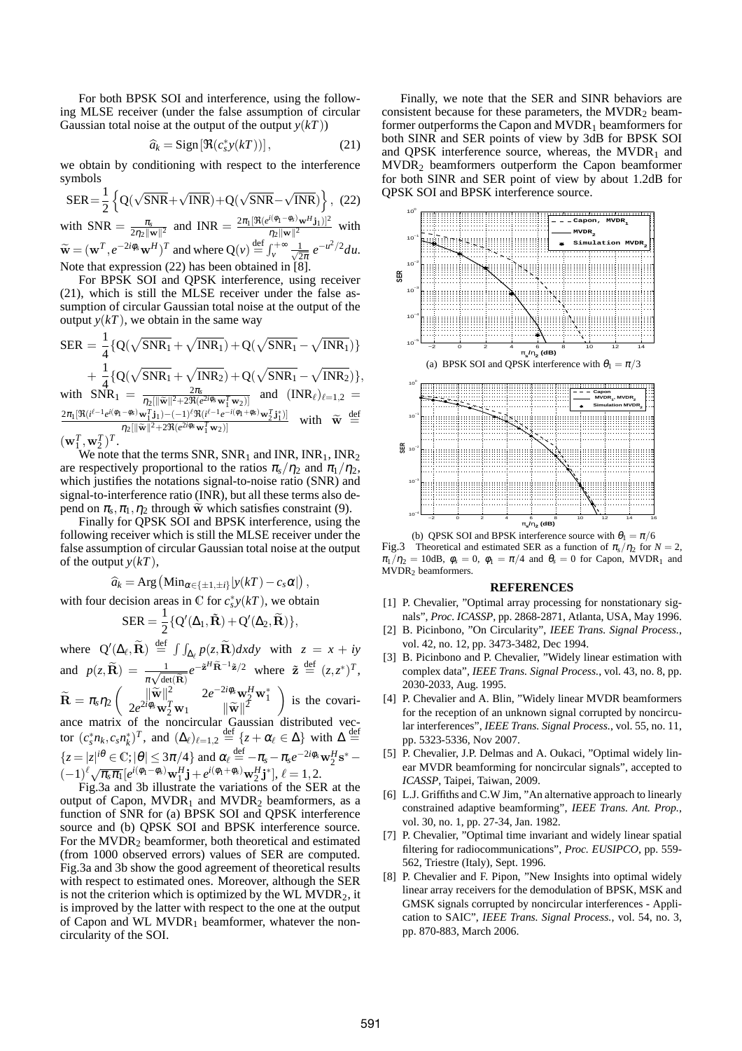For both BPSK SOI and interference, using the following MLSE receiver (under the false assumption of circular Gaussian total noise at the output of the output $y(kT)$)

$$\widehat{a}_k = \mathrm{Sign}\left[\Re(c_s^* y(kT))\right], \tag{21}$$

we obtain by conditioning with respect to the interference symbols

$$\mathrm{SER} = \frac{1}{2}\left\{\mathrm{Q}(\sqrt{\mathrm{SNR}}+\sqrt{\mathrm{INR}})+\mathrm{Q}(\sqrt{\mathrm{SNR}}-\sqrt{\mathrm{INR}})\right\}, \tag{22}$$

with $\mathrm{SNR} = \frac{\pi_s}{2\eta_2\|\mathbf{w}\|^2}$ and $\mathrm{INR} = \frac{2\pi_1[\Re(e^{i(\phi_1-\phi_s)}\mathbf{w}^H\mathbf{j}_1)]^2}{\eta_2\|\mathbf{w}\|^2}$ with $\widetilde{\mathbf{w}} = (\mathbf{w}^T, e^{-2i\phi_s}\mathbf{w}^H)^T$ and where $\mathrm{Q}(v) \stackrel{\mathrm{def}}{=} \int_v^{+\infty}\frac{1}{\sqrt{2\pi}}e^{-u^2/2}du$. Note that expression (22) has been obtained in [8].

For BPSK SOI and QPSK interference, using receiver (21), which is still the MLSE receiver under the false assumption of circular Gaussian total noise at the output of the output $y(kT)$, we obtain in the same way

$$\begin{aligned}\mathrm{SER} &= \frac{1}{4}\{\mathrm{Q}(\sqrt{\mathrm{SNR}_1}+\sqrt{\mathrm{INR}_1})+\mathrm{Q}(\sqrt{\mathrm{SNR}_1}-\sqrt{\mathrm{INR}_1})\}\\ &+ \frac{1}{4}\{\mathrm{Q}(\sqrt{\mathrm{SNR}_1}+\sqrt{\mathrm{INR}_2})+\mathrm{Q}(\sqrt{\mathrm{SNR}_1}-\sqrt{\mathrm{INR}_2})\},\end{aligned}$$

with $\mathrm{SNR}_1 = \frac{2\pi_s}{\eta_2[\|\widetilde{\mathbf{w}}\|^2+2\Re(e^{2i\phi_s}\mathbf{w}_1^T\mathbf{w}_2)]}$ and $(\mathrm{INR}_\ell)_{\ell=1,2} = \frac{2\pi_1[\Re(i^{\ell-1}e^{i(\phi_1-\phi_s)}\mathbf{w}_1^T\mathbf{j}_1)-(-1)^\ell\Re(i^{\ell-1}e^{-i(\phi_1+\phi_s)}\mathbf{w}_2^T\mathbf{j}_1^*)]}{\eta_2[\|\widetilde{\mathbf{w}}\|^2+2\Re(e^{2i\phi_s}\mathbf{w}_1^T\mathbf{w}_2)]}$ with $\widetilde{\mathbf{w}} \stackrel{\mathrm{def}}{=} (\mathbf{w}_1^T, \mathbf{w}_2^T)^T$.

We note that the terms SNR, $\mathrm{SNR}_1$ and INR, $\mathrm{INR}_1$, $\mathrm{INR}_2$ are respectively proportional to the ratios $\pi_s/\eta_2$ and $\pi_1/\eta_2$, which justifies the notations signal-to-noise ratio (SNR) and signal-to-interference ratio (INR), but all these terms also depend on $\pi_s, \pi_1, \eta_2$ through $\widetilde{\mathbf{w}}$ which satisfies constraint (9).

Finally for QPSK SOI and BPSK interference, using the following receiver which is still the MLSE receiver under the false assumption of circular Gaussian total noise at the output of the output $y(kT)$,

$$\widehat{a}_k = \mathrm{Arg}\left(\mathrm{Min}_{\alpha\in\{\pm 1,\pm i\}}|y(kT)-c_s\alpha|\right),$$

with four decision areas in $\mathbb{C}$ for $c_s^* y(kT)$, we obtain

$$\mathrm{SER} = \frac{1}{2}\{\mathrm{Q}'(\Delta_1, \widetilde{\mathbf{R}}) + \mathrm{Q}'(\Delta_2, \widetilde{\mathbf{R}})\},$$

where $\mathrm{Q}'(\Delta_\ell, \widetilde{\mathbf{R}}) \stackrel{\mathrm{def}}{=} \int\int_{\Delta_\ell} p(z, \widetilde{\mathbf{R}})dxdy$ with $z = x+iy$ and $p(z, \widetilde{\mathbf{R}}) = \frac{1}{\pi\sqrt{\det(\widetilde{\mathbf{R}})}}e^{-\tilde{\mathbf{z}}^H\widetilde{\mathbf{R}}^{-1}\tilde{\mathbf{z}}/2}$ where $\tilde{\mathbf{z}} \stackrel{\mathrm{def}}{=} (z, z^*)^T$, $\widetilde{\mathbf{R}} = \pi_s\eta_2\begin{pmatrix}\|\widetilde{\mathbf{w}}\|^2 & 2e^{-2i\phi_s}\mathbf{w}_2^H\mathbf{w}_1^* \\ 2e^{2i\phi_s}\mathbf{w}_2^T\mathbf{w}_1 & \|\widetilde{\mathbf{w}}\|^2\end{pmatrix}$ is the covariance matrix of the noncircular Gaussian distributed vector $(c_s^* n_k, c_s n_k^*)^T$, and $(\Delta_\ell)_{\ell=1,2} \stackrel{\mathrm{def}}{=} \{z+\alpha_\ell \in \Delta\}$ with $\Delta \stackrel{\mathrm{def}}{=} \{z = |z|^{i\theta} \in \mathbb{C}; |\theta| \le 3\pi/4\}$ and $\alpha_\ell \stackrel{\mathrm{def}}{=} -\pi_s - \pi_s e^{-2i\phi_s}\mathbf{w}_2^H\mathbf{s}^* - (-1)^\ell\sqrt{\pi_s\pi_1}[e^{i(\phi_1-\phi_s)}\mathbf{w}_1^H\mathbf{j} + e^{i(\phi_1+\phi_s)}\mathbf{w}_2^H\mathbf{j}^*]$, $\ell = 1, 2$.

Fig.3a and 3b illustrate the variations of the SER at the output of Capon, $\mathrm{MVDR}_1$ and $\mathrm{MVDR}_2$ beamformers, as a function of SNR for (a) BPSK SOI and QPSK interference source and (b) QPSK SOI and BPSK interference source. For the $\mathrm{MVDR}_2$ beamformer, both theoretical and estimated (from 1000 observed errors) values of SER are computed. Fig.3a and 3b show the good agreement of theoretical results with respect to estimated ones. Moreover, although the SER is not the criterion which is optimized by the WL $\mathrm{MVDR}_2$, it is improved by the latter with respect to the one at the output of Capon and WL $\mathrm{MVDR}_1$ beamformer, whatever the noncircularity of the SOI.

Finally, we note that the SER and SINR behaviors are consistent because for these parameters, the $\mathrm{MVDR}_2$ beamformer outperforms the Capon and $\mathrm{MVDR}_1$ beamformers for both SINR and SER points of view by 3dB for BPSK SOI and QPSK interference source, whereas, the $\mathrm{MVDR}_1$ and $\mathrm{MVDR}_2$ beamformers outperform the Capon beamformer for both SINR and SER point of view by about 1.2dB for QPSK SOI and BPSK interference source.

Capon, MVDR1
MVDR2
Simulation MVDR2
SER
πs/η2 (dB)

(a) BPSK SOI and QPSK interference with $\theta_1 = \pi/3$

Capon
MVDR1, MVDR2
Simulation MVDR2
SER
πs/η2 (dB)

(b) QPSK SOI and BPSK interference source with $\theta_1 = \pi/6$

Fig.3 Theoretical and estimated SER as a function of $\pi_s/\eta_2$ for $N = 2$, $\pi_1/\eta_2 = 10$dB, $\phi_s = 0$, $\phi_1 = \pi/4$ and $\theta_s = 0$ for Capon, $\mathrm{MVDR}_1$ and $\mathrm{MVDR}_2$ beamformers.

## REFERENCES

[1] P. Chevalier, "Optimal array processing for nonstationary signals", *Proc. ICASSP*, pp. 2868-2871, Atlanta, USA, May 1996.

[2] B. Picinbono, "On Circularity", *IEEE Trans. Signal Process.*, vol. 42, no. 12, pp. 3473-3482, Dec 1994.

[3] B. Picinbono and P. Chevalier, "Widely linear estimation with complex data", *IEEE Trans. Signal Process.*, vol. 43, no. 8, pp. 2030-2033, Aug. 1995.

[4] P. Chevalier and A. Blin, "Widely linear MVDR beamformers for the reception of an unknown signal corrupted by noncircular interferences", *IEEE Trans. Signal Process.*, vol. 55, no. 11, pp. 5323-5336, Nov 2007.

[5] P. Chevalier, J.P. Delmas and A. Oukaci, "Optimal widely linear MVDR beamforming for noncircular signals", accepted to *ICASSP*, Taipei, Taiwan, 2009.

[6] L.J. Griffiths and C.W Jim, "An alternative approach to linearly constrained adaptive beamforming", *IEEE Trans. Ant. Prop.*, vol. 30, no. 1, pp. 27-34, Jan. 1982.

[7] P. Chevalier, "Optimal time invariant and widely linear spatial filtering for radiocommunications", *Proc. EUSIPCO*, pp. 559-562, Triestre (Italy), Sept. 1996.

[8] P. Chevalier and F. Pipon, "New Insights into optimal widely linear array receivers for the demodulation of BPSK, MSK and GMSK signals corrupted by noncircular interferences - Application to SAIC", *IEEE Trans. Signal Process.*, vol. 54, no. 3, pp. 870-883, March 2006.